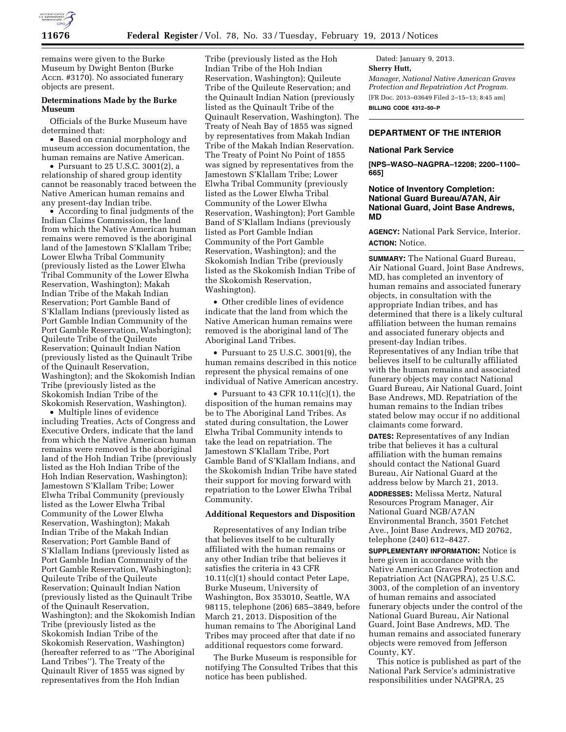remains were given to the Burke Museum by Dwight Benton (Burke Accn. #3170). No associated funerary objects are present.

### Determinations Made by the Burke Museum

Officials of the Burke Museum have determined that:

- Based on cranial morphology and museum accession documentation, the human remains are Native American.
- Pursuant to 25 U.S.C. 3001(2), a relationship of shared group identity cannot be reasonably traced between the Native American human remains and any present-day Indian tribe.
- According to final judgments of the Indian Claims Commission, the land from which the Native American human remains were removed is the aboriginal land of the Jamestown S'Klallam Tribe; Lower Elwha Tribal Community (previously listed as the Lower Elwha Tribal Community of the Lower Elwha Reservation, Washington); Makah Indian Tribe of the Makah Indian Reservation; Port Gamble Band of S'Klallam Indians (previously listed as Port Gamble Indian Community of the Port Gamble Reservation, Washington); Quileute Tribe of the Quileute Reservation; Quinault Indian Nation (previously listed as the Quinault Tribe of the Quinault Reservation, Washington); and the Skokomish Indian Tribe (previously listed as the Skokomish Indian Tribe of the Skokomish Reservation, Washington).
- Multiple lines of evidence including Treaties, Acts of Congress and Executive Orders, indicate that the land from which the Native American human remains were removed is the aboriginal land of the Hoh Indian Tribe (previously listed as the Hoh Indian Tribe of the Hoh Indian Reservation, Washington); Jamestown S'Klallam Tribe; Lower Elwha Tribal Community (previously listed as the Lower Elwha Tribal Community of the Lower Elwha Reservation, Washington); Makah Indian Tribe of the Makah Indian Reservation; Port Gamble Band of S'Klallam Indians (previously listed as Port Gamble Indian Community of the Port Gamble Reservation, Washington); Quileute Tribe of the Quileute Reservation; Quinault Indian Nation (previously listed as the Quinault Tribe of the Quinault Reservation, Washington); and the Skokomish Indian Tribe (previously listed as the Skokomish Indian Tribe of the Skokomish Reservation, Washington) (hereafter referred to as "The Aboriginal Land Tribes"). The Treaty of the Quinault River of 1855 was signed by representatives from the Hoh Indian Tribe (previously listed as the Hoh Indian Tribe of the Hoh Indian Reservation, Washington); Quileute Tribe of the Quileute Reservation; and the Quinault Indian Nation (previously listed as the Quinault Tribe of the Quinault Reservation, Washington). The Treaty of Neah Bay of 1855 was signed by representatives from Makah Indian Tribe of the Makah Indian Reservation. The Treaty of Point No Point of 1855 was signed by representatives from the Jamestown S'Klallam Tribe; Lower Elwha Tribal Community (previously listed as the Lower Elwha Tribal Community of the Lower Elwha Reservation, Washington); Port Gamble Band of S'Klallam Indians (previously listed as Port Gamble Indian Community of the Port Gamble Reservation, Washington); and the Skokomish Indian Tribe (previously listed as the Skokomish Indian Tribe of the Skokomish Reservation, Washington).
- Other credible lines of evidence indicate that the land from which the Native American human remains were removed is the aboriginal land of The Aboriginal Land Tribes.
- Pursuant to 25 U.S.C. 3001(9), the human remains described in this notice represent the physical remains of one individual of Native American ancestry.
- Pursuant to 43 CFR 10.11(c)(1), the disposition of the human remains may be to The Aboriginal Land Tribes. As stated during consultation, the Lower Elwha Tribal Community intends to take the lead on repatriation. The Jamestown S'Klallam Tribe, Port Gamble Band of S'Klallam Indians, and the Skokomish Indian Tribe have stated their support for moving forward with repatriation to the Lower Elwha Tribal Community.

### Additional Requestors and Disposition

Representatives of any Indian tribe that believes itself to be culturally affiliated with the human remains or any other Indian tribe that believes it satisfies the criteria in 43 CFR 10.11(c)(1) should contact Peter Lape, Burke Museum, University of Washington, Box 353010, Seattle, WA 98115, telephone (206) 685–3849, before March 21, 2013. Disposition of the human remains to The Aboriginal Land Tribes may proceed after that date if no additional requestors come forward.

The Burke Museum is responsible for notifying The Consulted Tribes that this notice has been published.

Dated: January 9, 2013.

**Sherry Hutt,**

*Manager, National Native American Graves Protection and Repatriation Act Program.*

[FR Doc. 2013–03649 Filed 2–15–13; 8:45 am]

**BILLING CODE 4312–50–P**

---

## DEPARTMENT OF THE INTERIOR

### National Park Service

**[NPS–WASO–NAGPRA–12208; 2200–1100–665]**

### Notice of Inventory Completion: National Guard Bureau/A7AN, Air National Guard, Joint Base Andrews, MD

**AGENCY:** National Park Service, Interior.

**ACTION:** Notice.

**SUMMARY:** The National Guard Bureau, Air National Guard, Joint Base Andrews, MD, has completed an inventory of human remains and associated funerary objects, in consultation with the appropriate Indian tribes, and has determined that there is a likely cultural affiliation between the human remains and associated funerary objects and present-day Indian tribes. Representatives of any Indian tribe that believes itself to be culturally affiliated with the human remains and associated funerary objects may contact National Guard Bureau, Air National Guard, Joint Base Andrews, MD. Repatriation of the human remains to the Indian tribes stated below may occur if no additional claimants come forward.

**DATES:** Representatives of any Indian tribe that believes it has a cultural affiliation with the human remains should contact the National Guard Bureau, Air National Guard at the address below by March 21, 2013.

**ADDRESSES:** Melissa Mertz, Natural Resources Program Manager, Air National Guard NGB/A7AN Environmental Branch, 3501 Fetchet Ave., Joint Base Andrews, MD 20762, telephone (240) 612–8427.

**SUPPLEMENTARY INFORMATION:** Notice is here given in accordance with the Native American Graves Protection and Repatriation Act (NAGPRA), 25 U.S.C. 3003, of the completion of an inventory of human remains and associated funerary objects under the control of the National Guard Bureau, Air National Guard, Joint Base Andrews, MD. The human remains and associated funerary objects were removed from Jefferson County, KY.

This notice is published as part of the National Park Service's administrative responsibilities under NAGPRA, 25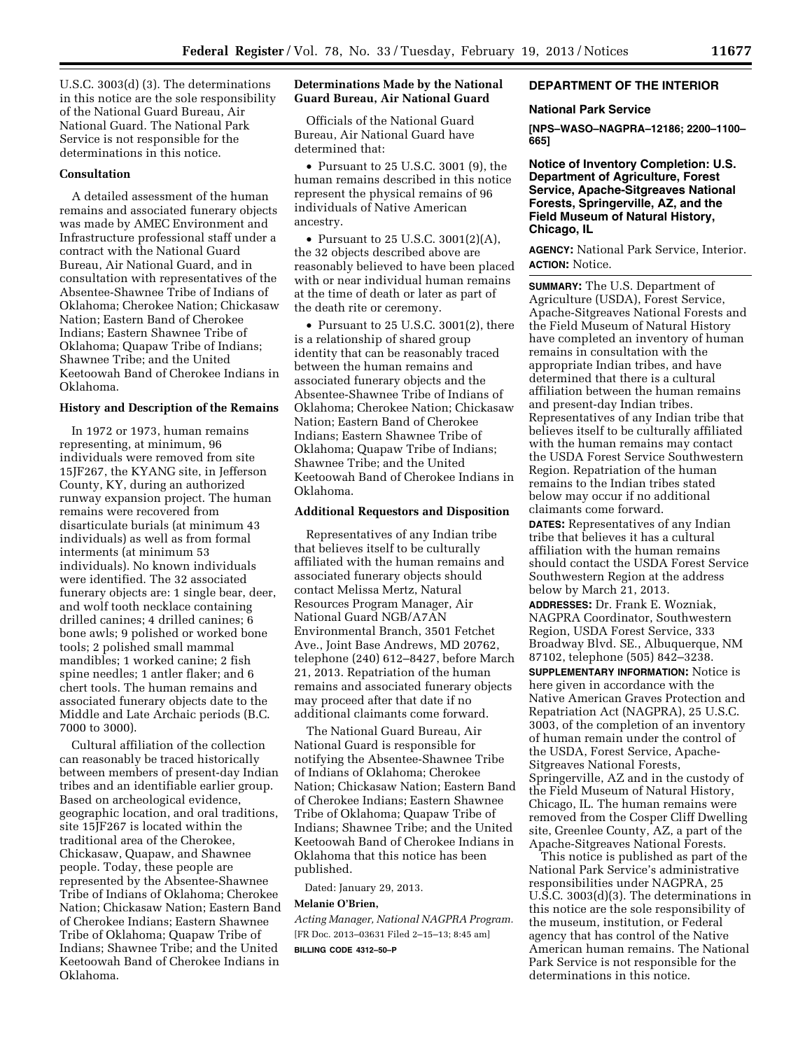U.S.C. 3003(d) (3). The determinations in this notice are the sole responsibility of the National Guard Bureau, Air National Guard. The National Park Service is not responsible for the determinations in this notice.

**Consultation**

A detailed assessment of the human remains and associated funerary objects was made by AMEC Environment and Infrastructure professional staff under a contract with the National Guard Bureau, Air National Guard, and in consultation with representatives of the Absentee-Shawnee Tribe of Indians of Oklahoma; Cherokee Nation; Chickasaw Nation; Eastern Band of Cherokee Indians; Eastern Shawnee Tribe of Oklahoma; Quapaw Tribe of Indians; Shawnee Tribe; and the United Keetoowah Band of Cherokee Indians in Oklahoma.

**History and Description of the Remains**

In 1972 or 1973, human remains representing, at minimum, 96 individuals were removed from site 15JF267, the KYANG site, in Jefferson County, KY, during an authorized runway expansion project. The human remains were recovered from disarticulate burials (at minimum 43 individuals) as well as from formal interments (at minimum 53 individuals). No known individuals were identified. The 32 associated funerary objects are: 1 single bear, deer, and wolf tooth necklace containing drilled canines; 4 drilled canines; 6 bone awls; 9 polished or worked bone tools; 2 polished small mammal mandibles; 1 worked canine; 2 fish spine needles; 1 antler flaker; and 6 chert tools. The human remains and associated funerary objects date to the Middle and Late Archaic periods (B.C. 7000 to 3000).

Cultural affiliation of the collection can reasonably be traced historically between members of present-day Indian tribes and an identifiable earlier group. Based on archeological evidence, geographic location, and oral traditions, site 15JF267 is located within the traditional area of the Cherokee, Chickasaw, Quapaw, and Shawnee people. Today, these people are represented by the Absentee-Shawnee Tribe of Indians of Oklahoma; Cherokee Nation; Chickasaw Nation; Eastern Band of Cherokee Indians; Eastern Shawnee Tribe of Oklahoma; Quapaw Tribe of Indians; Shawnee Tribe; and the United Keetoowah Band of Cherokee Indians in Oklahoma.

**Determinations Made by the National Guard Bureau, Air National Guard**

Officials of the National Guard Bureau, Air National Guard have determined that:

- Pursuant to 25 U.S.C. 3001 (9), the human remains described in this notice represent the physical remains of 96 individuals of Native American ancestry.
- Pursuant to 25 U.S.C. 3001(2)(A), the 32 objects described above are reasonably believed to have been placed with or near individual human remains at the time of death or later as part of the death rite or ceremony.
- Pursuant to 25 U.S.C. 3001(2), there is a relationship of shared group identity that can be reasonably traced between the human remains and associated funerary objects and the Absentee-Shawnee Tribe of Indians of Oklahoma; Cherokee Nation; Chickasaw Nation; Eastern Band of Cherokee Indians; Eastern Shawnee Tribe of Oklahoma; Quapaw Tribe of Indians; Shawnee Tribe; and the United Keetoowah Band of Cherokee Indians in Oklahoma.

**Additional Requestors and Disposition**

Representatives of any Indian tribe that believes itself to be culturally affiliated with the human remains and associated funerary objects should contact Melissa Mertz, Natural Resources Program Manager, Air National Guard NGB/A7AN Environmental Branch, 3501 Fetchet Ave., Joint Base Andrews, MD 20762, telephone (240) 612–8427, before March 21, 2013. Repatriation of the human remains and associated funerary objects may proceed after that date if no additional claimants come forward.

The National Guard Bureau, Air National Guard is responsible for notifying the Absentee-Shawnee Tribe of Indians of Oklahoma; Cherokee Nation; Chickasaw Nation; Eastern Band of Cherokee Indians; Eastern Shawnee Tribe of Oklahoma; Quapaw Tribe of Indians; Shawnee Tribe; and the United Keetoowah Band of Cherokee Indians in Oklahoma that this notice has been published.

Dated: January 29, 2013.

**Melanie O'Brien,**

*Acting Manager, National NAGPRA Program.*

[FR Doc. 2013–03631 Filed 2–15–13; 8:45 am]

**BILLING CODE 4312–50–P**

## DEPARTMENT OF THE INTERIOR

### National Park Service

**[NPS–WASO–NAGPRA–12186; 2200–1100–665]**

### Notice of Inventory Completion: U.S. Department of Agriculture, Forest Service, Apache-Sitgreaves National Forests, Springerville, AZ, and the Field Museum of Natural History, Chicago, IL

**AGENCY:** National Park Service, Interior.

**ACTION:** Notice.

**SUMMARY:** The U.S. Department of Agriculture (USDA), Forest Service, Apache-Sitgreaves National Forests and the Field Museum of Natural History have completed an inventory of human remains in consultation with the appropriate Indian tribes, and have determined that there is a cultural affiliation between the human remains and present-day Indian tribes. Representatives of any Indian tribe that believes itself to be culturally affiliated with the human remains may contact the USDA Forest Service Southwestern Region. Repatriation of the human remains to the Indian tribes stated below may occur if no additional claimants come forward.

**DATES:** Representatives of any Indian tribe that believes it has a cultural affiliation with the human remains should contact the USDA Forest Service Southwestern Region at the address below by March 21, 2013.

**ADDRESSES:** Dr. Frank E. Wozniak, NAGPRA Coordinator, Southwestern Region, USDA Forest Service, 333 Broadway Blvd. SE., Albuquerque, NM 87102, telephone (505) 842–3238.

**SUPPLEMENTARY INFORMATION:** Notice is here given in accordance with the Native American Graves Protection and Repatriation Act (NAGPRA), 25 U.S.C. 3003, of the completion of an inventory of human remain under the control of the USDA, Forest Service, Apache-Sitgreaves National Forests, Springerville, AZ and in the custody of the Field Museum of Natural History, Chicago, IL. The human remains were removed from the Cosper Cliff Dwelling site, Greenlee County, AZ, a part of the Apache-Sitgreaves National Forests.

This notice is published as part of the National Park Service's administrative responsibilities under NAGPRA, 25 U.S.C. 3003(d)(3). The determinations in this notice are the sole responsibility of the museum, institution, or Federal agency that has control of the Native American human remains. The National Park Service is not responsible for the determinations in this notice.